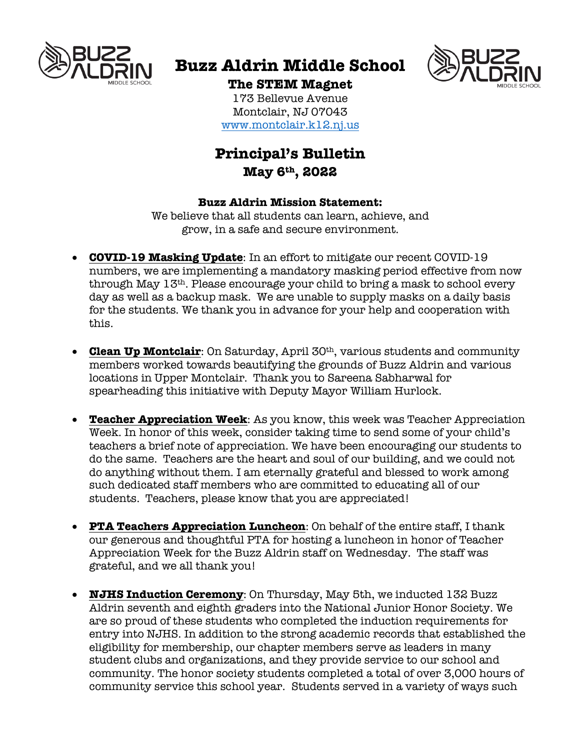# Buzz Aldrin Middle School

## The STEM Magnet

173 Bellevue Avenue
Montclair, NJ 07043
www.montclair.k12.nj.us

## Principal's Bulletin
### May 6th, 2022

**Buzz Aldrin Mission Statement:**
We believe that all students can learn, achieve, and grow, in a safe and secure environment.

- **COVID-19 Masking Update**: In an effort to mitigate our recent COVID-19 numbers, we are implementing a mandatory masking period effective from now through May 13th. Please encourage your child to bring a mask to school every day as well as a backup mask. We are unable to supply masks on a daily basis for the students. We thank you in advance for your help and cooperation with this.

- **Clean Up Montclair**: On Saturday, April 30th, various students and community members worked towards beautifying the grounds of Buzz Aldrin and various locations in Upper Montclair. Thank you to Sareena Sabharwal for spearheading this initiative with Deputy Mayor William Hurlock.

- **Teacher Appreciation Week**: As you know, this week was Teacher Appreciation Week. In honor of this week, consider taking time to send some of your child's teachers a brief note of appreciation. We have been encouraging our students to do the same. Teachers are the heart and soul of our building, and we could not do anything without them. I am eternally grateful and blessed to work among such dedicated staff members who are committed to educating all of our students. Teachers, please know that you are appreciated!

- **PTA Teachers Appreciation Luncheon**: On behalf of the entire staff, I thank our generous and thoughtful PTA for hosting a luncheon in honor of Teacher Appreciation Week for the Buzz Aldrin staff on Wednesday. The staff was grateful, and we all thank you!

- **NJHS Induction Ceremony**: On Thursday, May 5th, we inducted 132 Buzz Aldrin seventh and eighth graders into the National Junior Honor Society. We are so proud of these students who completed the induction requirements for entry into NJHS. In addition to the strong academic records that established the eligibility for membership, our chapter members serve as leaders in many student clubs and organizations, and they provide service to our school and community. The honor society students completed a total of over 3,000 hours of community service this school year. Students served in a variety of ways such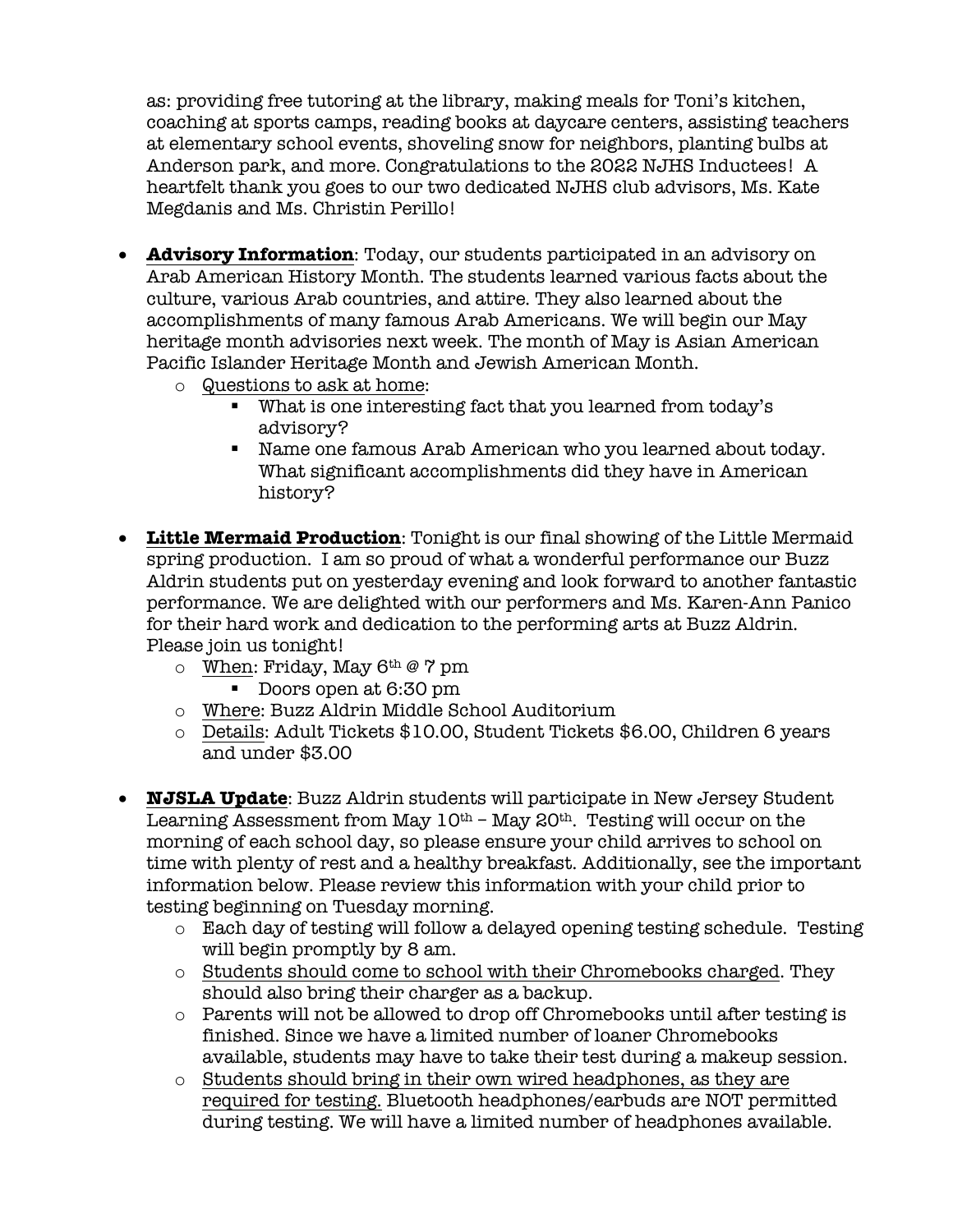as: providing free tutoring at the library, making meals for Toni's kitchen, coaching at sports camps, reading books at daycare centers, assisting teachers at elementary school events, shoveling snow for neighbors, planting bulbs at Anderson park, and more. Congratulations to the 2022 NJHS Inductees! A heartfelt thank you goes to our two dedicated NJHS club advisors, Ms. Kate Megdanis and Ms. Christin Perillo!

- **Advisory Information**: Today, our students participated in an advisory on Arab American History Month. The students learned various facts about the culture, various Arab countries, and attire. They also learned about the accomplishments of many famous Arab Americans. We will begin our May heritage month advisories next week. The month of May is Asian American Pacific Islander Heritage Month and Jewish American Month.
    - Questions to ask at home:
        - What is one interesting fact that you learned from today's advisory?
        - Name one famous Arab American who you learned about today. What significant accomplishments did they have in American history?

- **Little Mermaid Production**: Tonight is our final showing of the Little Mermaid spring production. I am so proud of what a wonderful performance our Buzz Aldrin students put on yesterday evening and look forward to another fantastic performance. We are delighted with our performers and Ms. Karen-Ann Panico for their hard work and dedication to the performing arts at Buzz Aldrin. Please join us tonight!
    - When: Friday, May 6th @ 7 pm
        - Doors open at 6:30 pm
    - Where: Buzz Aldrin Middle School Auditorium
    - Details: Adult Tickets $10.00, Student Tickets $6.00, Children 6 years and under $3.00

- **NJSLA Update**: Buzz Aldrin students will participate in New Jersey Student Learning Assessment from May 10th – May 20th. Testing will occur on the morning of each school day, so please ensure your child arrives to school on time with plenty of rest and a healthy breakfast. Additionally, see the important information below. Please review this information with your child prior to testing beginning on Tuesday morning.
    - Each day of testing will follow a delayed opening testing schedule. Testing will begin promptly by 8 am.
    - Students should come to school with their Chromebooks charged. They should also bring their charger as a backup.
    - Parents will not be allowed to drop off Chromebooks until after testing is finished. Since we have a limited number of loaner Chromebooks available, students may have to take their test during a makeup session.
    - Students should bring in their own wired headphones, as they are required for testing. Bluetooth headphones/earbuds are NOT permitted during testing. We will have a limited number of headphones available.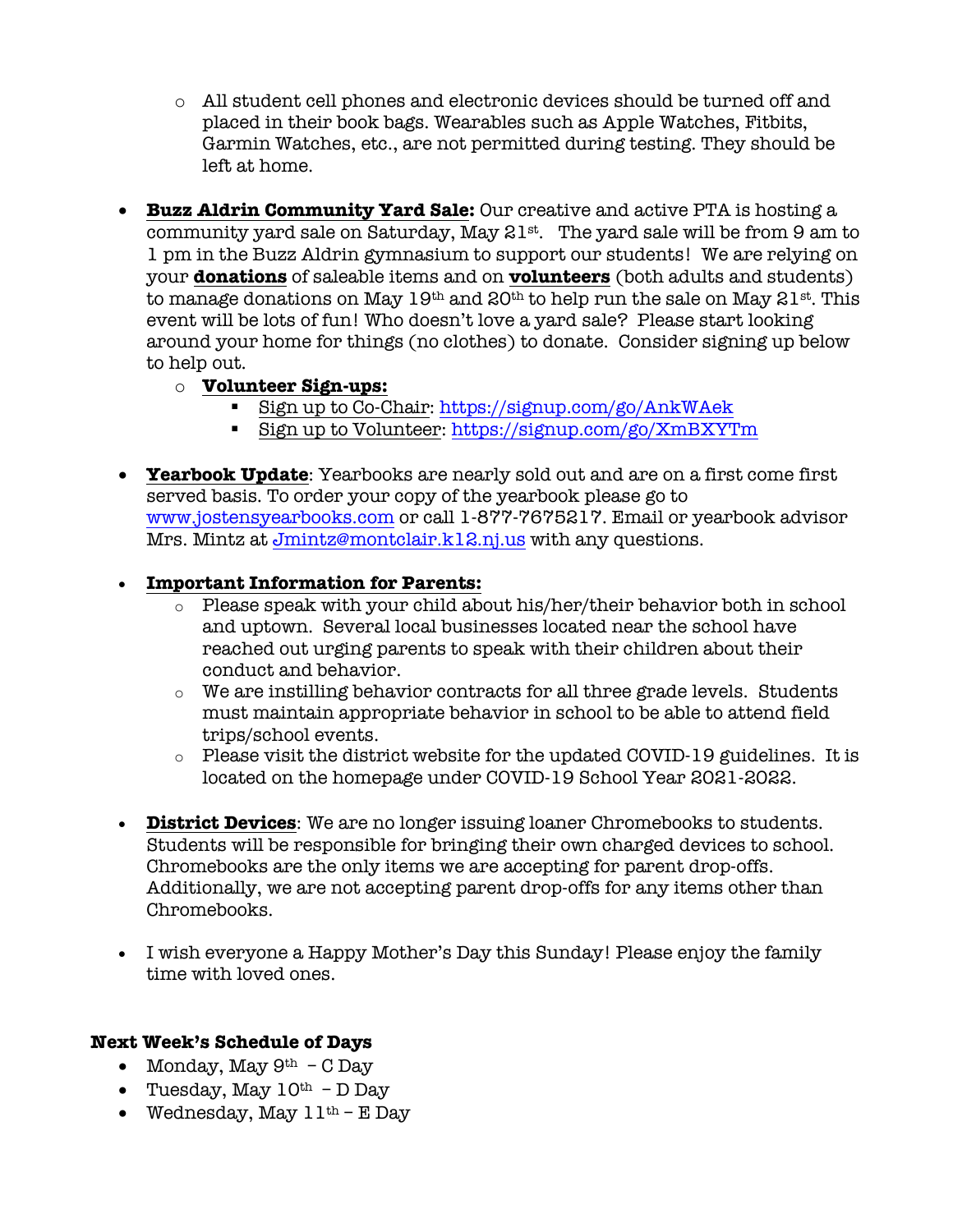- All student cell phones and electronic devices should be turned off and placed in their book bags. Wearables such as Apple Watches, Fitbits, Garmin Watches, etc., are not permitted during testing. They should be left at home.

- **Buzz Aldrin Community Yard Sale:** Our creative and active PTA is hosting a community yard sale on Saturday, May 21st. The yard sale will be from 9 am to 1 pm in the Buzz Aldrin gymnasium to support our students! We are relying on your **donations** of saleable items and on **volunteers** (both adults and students) to manage donations on May 19th and 20th to help run the sale on May 21st. This event will be lots of fun! Who doesn't love a yard sale? Please start looking around your home for things (no clothes) to donate. Consider signing up below to help out.
   - **Volunteer Sign-ups:**
      - Sign up to Co-Chair: https://signup.com/go/AnkWAek
      - Sign up to Volunteer: https://signup.com/go/XmBXYTm

- **Yearbook Update**: Yearbooks are nearly sold out and are on a first come first served basis. To order your copy of the yearbook please go to www.jostensyearbooks.com or call 1-877-7675217. Email or yearbook advisor Mrs. Mintz at Jmintz@montclair.k12.nj.us with any questions.

- **Important Information for Parents:**
   - Please speak with your child about his/her/their behavior both in school and uptown. Several local businesses located near the school have reached out urging parents to speak with their children about their conduct and behavior.
   - We are instilling behavior contracts for all three grade levels. Students must maintain appropriate behavior in school to be able to attend field trips/school events.
   - Please visit the district website for the updated COVID-19 guidelines. It is located on the homepage under COVID-19 School Year 2021-2022.

- **District Devices**: We are no longer issuing loaner Chromebooks to students. Students will be responsible for bringing their own charged devices to school. Chromebooks are the only items we are accepting for parent drop-offs. Additionally, we are not accepting parent drop-offs for any items other than Chromebooks.

- I wish everyone a Happy Mother's Day this Sunday! Please enjoy the family time with loved ones.

**Next Week's Schedule of Days**

- Monday, May 9th – C Day
- Tuesday, May 10th – D Day
- Wednesday, May 11th – E Day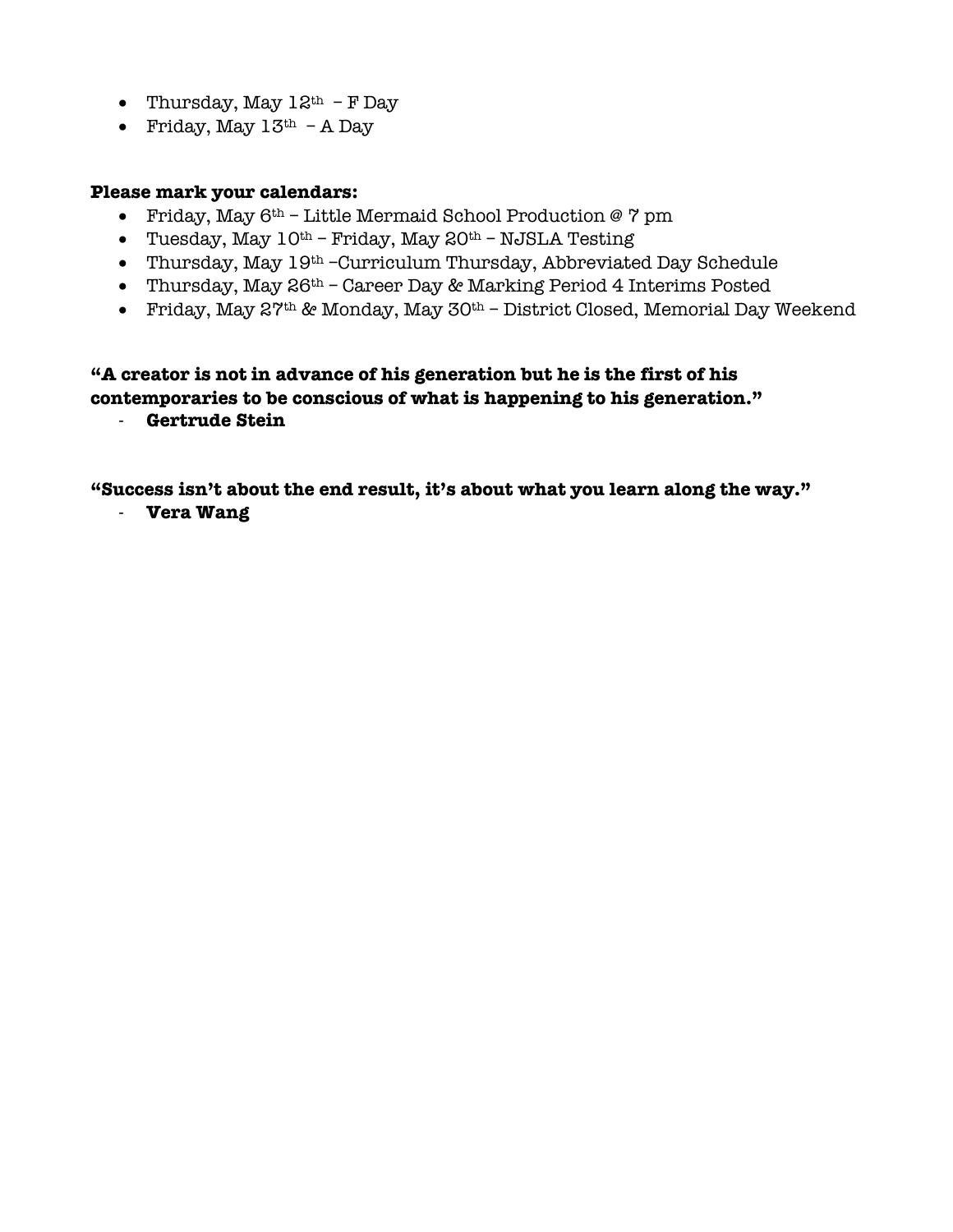- Thursday, May 12th – F Day
- Friday, May 13th – A Day

**Please mark your calendars:**

- Friday, May 6th – Little Mermaid School Production @ 7 pm
- Tuesday, May 10th – Friday, May 20th – NJSLA Testing
- Thursday, May 19th –Curriculum Thursday, Abbreviated Day Schedule
- Thursday, May 26th – Career Day & Marking Period 4 Interims Posted
- Friday, May 27th & Monday, May 30th – District Closed, Memorial Day Weekend

**"A creator is not in advance of his generation but he is the first of his contemporaries to be conscious of what is happening to his generation."**

- **Gertrude Stein**

**"Success isn't about the end result, it's about what you learn along the way."**

- **Vera Wang**